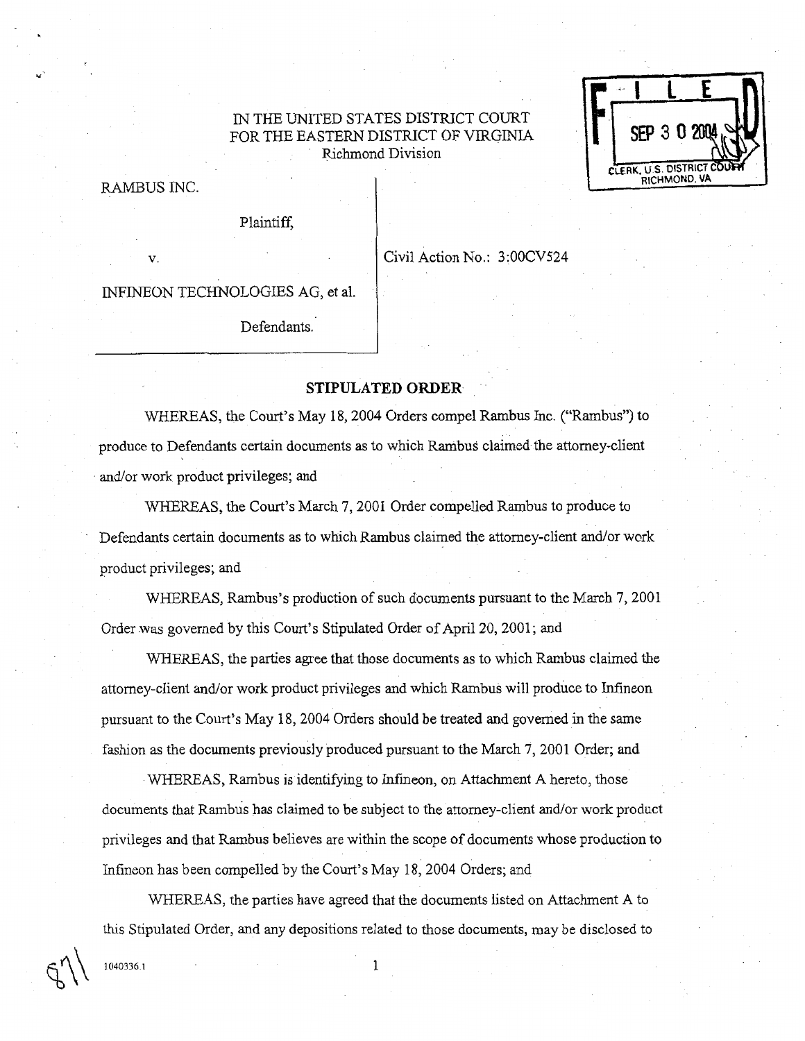IN THE UNITED STATES DISTRICT COURT
FOR THE EASTERN DISTRICT OF VIRGINIA
Richmond Division

FILED
SEP 30 2004
CLERK, U.S. DISTRICT COURT
RICHMOND, VA

RAMBUS INC.

Plaintiff,

v.

INFINEON TECHNOLOGIES AG, et al.

Defendants.

Civil Action No.: 3:00CV524

**STIPULATED ORDER**

WHEREAS, the Court's May 18, 2004 Orders compel Rambus Inc. ("Rambus") to produce to Defendants certain documents as to which Rambus claimed the attorney-client and/or work product privileges; and

WHEREAS, the Court's March 7, 2001 Order compelled Rambus to produce to Defendants certain documents as to which Rambus claimed the attorney-client and/or work product privileges; and

WHEREAS, Rambus's production of such documents pursuant to the March 7, 2001 Order was governed by this Court's Stipulated Order of April 20, 2001; and

WHEREAS, the parties agree that those documents as to which Rambus claimed the attorney-client and/or work product privileges and which Rambus will produce to Infineon pursuant to the Court's May 18, 2004 Orders should be treated and governed in the same fashion as the documents previously produced pursuant to the March 7, 2001 Order; and

WHEREAS, Rambus is identifying to Infineon, on Attachment A hereto, those documents that Rambus has claimed to be subject to the attorney-client and/or work product privileges and that Rambus believes are within the scope of documents whose production to Infineon has been compelled by the Court's May 18, 2004 Orders; and

WHEREAS, the parties have agreed that the documents listed on Attachment A to this Stipulated Order, and any depositions related to those documents, may be disclosed to

1040336.1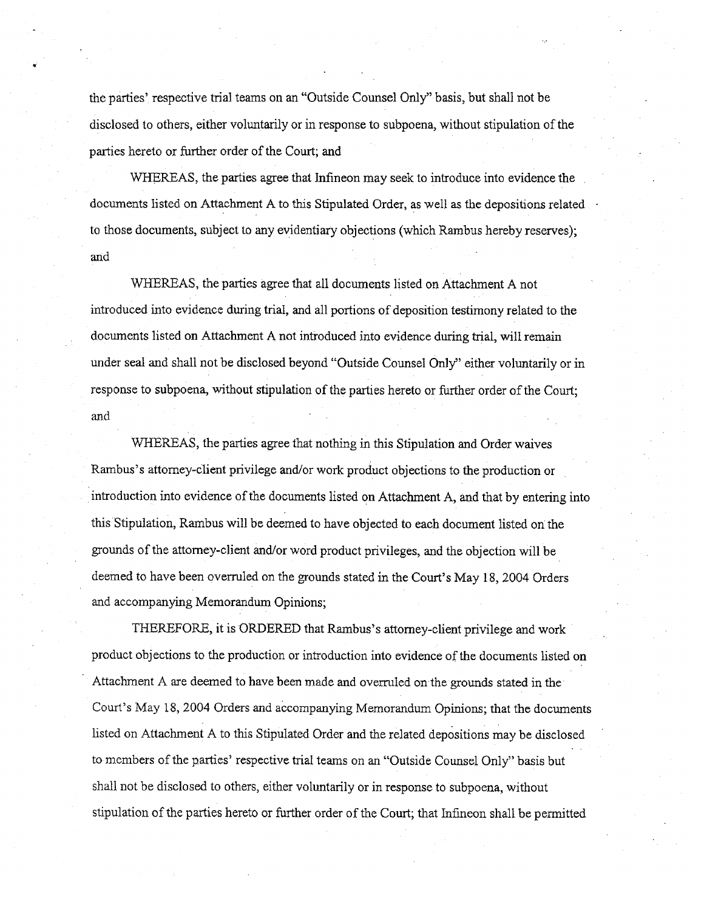the parties' respective trial teams on an "Outside Counsel Only" basis, but shall not be disclosed to others, either voluntarily or in response to subpoena, without stipulation of the parties hereto or further order of the Court; and

WHEREAS, the parties agree that Infineon may seek to introduce into evidence the documents listed on Attachment A to this Stipulated Order, as well as the depositions related to those documents, subject to any evidentiary objections (which Rambus hereby reserves); and

WHEREAS, the parties agree that all documents listed on Attachment A not introduced into evidence during trial, and all portions of deposition testimony related to the documents listed on Attachment A not introduced into evidence during trial, will remain under seal and shall not be disclosed beyond "Outside Counsel Only" either voluntarily or in response to subpoena, without stipulation of the parties hereto or further order of the Court; and

WHEREAS, the parties agree that nothing in this Stipulation and Order waives Rambus's attorney-client privilege and/or work product objections to the production or introduction into evidence of the documents listed on Attachment A, and that by entering into this Stipulation, Rambus will be deemed to have objected to each document listed on the grounds of the attorney-client and/or word product privileges, and the objection will be deemed to have been overruled on the grounds stated in the Court's May 18, 2004 Orders and accompanying Memorandum Opinions;

THEREFORE, it is ORDERED that Rambus's attorney-client privilege and work product objections to the production or introduction into evidence of the documents listed on Attachment A are deemed to have been made and overruled on the grounds stated in the Court's May 18, 2004 Orders and accompanying Memorandum Opinions; that the documents listed on Attachment A to this Stipulated Order and the related depositions may be disclosed to members of the parties' respective trial teams on an "Outside Counsel Only" basis but shall not be disclosed to others, either voluntarily or in response to subpoena, without stipulation of the parties hereto or further order of the Court; that Infineon shall be permitted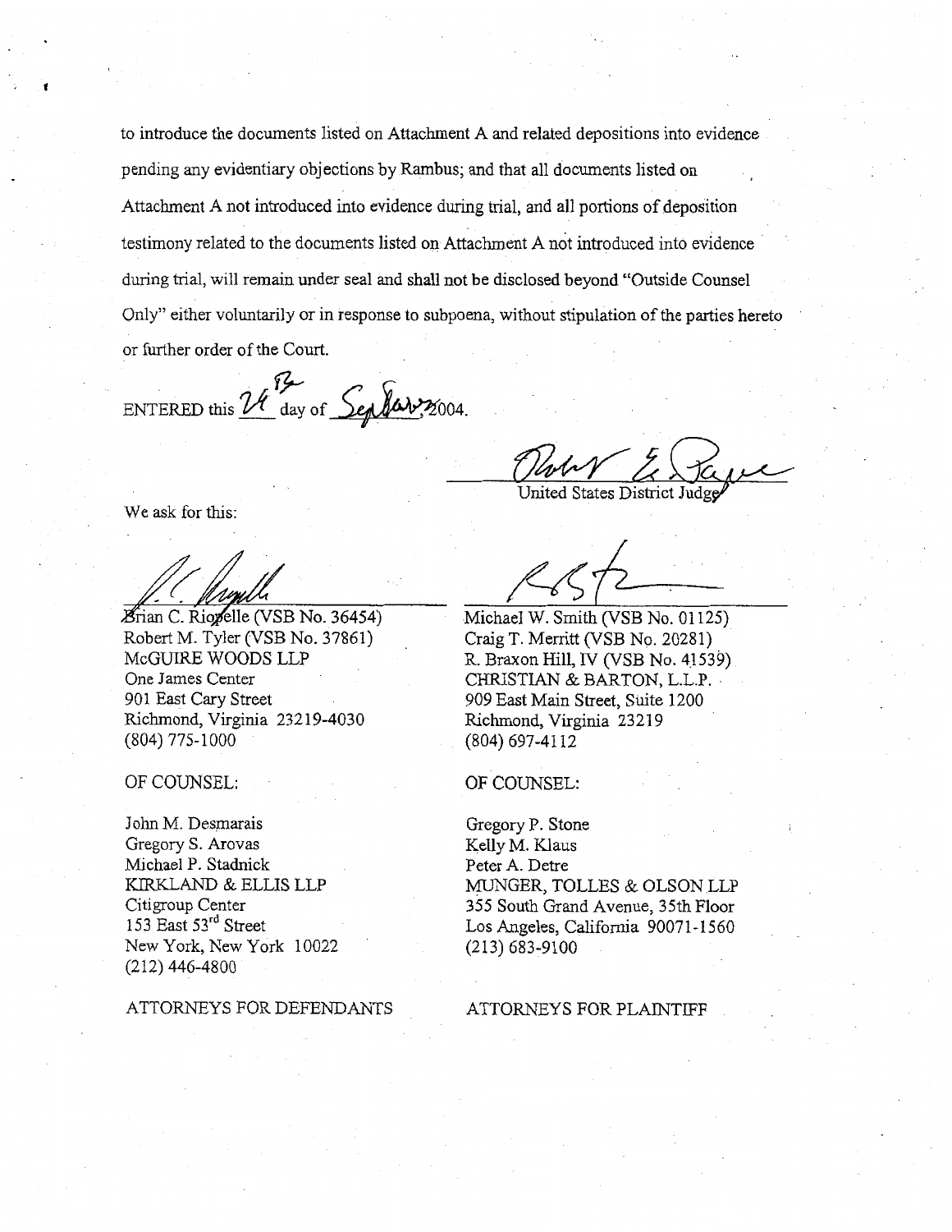to introduce the documents listed on Attachment A and related depositions into evidence pending any evidentiary objections by Rambus; and that all documents listed on Attachment A not introduced into evidence during trial, and all portions of deposition testimony related to the documents listed on Attachment A not introduced into evidence during trial, will remain under seal and shall not be disclosed beyond "Outside Counsel Only" either voluntarily or in response to subpoena, without stipulation of the parties hereto or further order of the Court.

ENTERED this 24th day of September, 2004.

United States District Judge

We ask for this:

Brian C. Riopelle (VSB No. 36454)
Robert M. Tyler (VSB No. 37861)
McGUIRE WOODS LLP
One James Center
901 East Cary Street
Richmond, Virginia 23219-4030
(804) 775-1000

OF COUNSEL:

John M. Desmarais
Gregory S. Arovas
Michael P. Stadnick
KIRKLAND & ELLIS LLP
Citigroup Center
153 East 53rd Street
New York, New York 10022
(212) 446-4800

ATTORNEYS FOR DEFENDANTS

Michael W. Smith (VSB No. 01125)
Craig T. Merritt (VSB No. 20281)
R. Braxon Hill, IV (VSB No. 41539)
CHRISTIAN & BARTON, L.L.P.
909 East Main Street, Suite 1200
Richmond, Virginia 23219
(804) 697-4112

OF COUNSEL:

Gregory P. Stone
Kelly M. Klaus
Peter A. Detre
MUNGER, TOLLES & OLSON LLP
355 South Grand Avenue, 35th Floor
Los Angeles, California 90071-1560
(213) 683-9100

ATTORNEYS FOR PLAINTIFF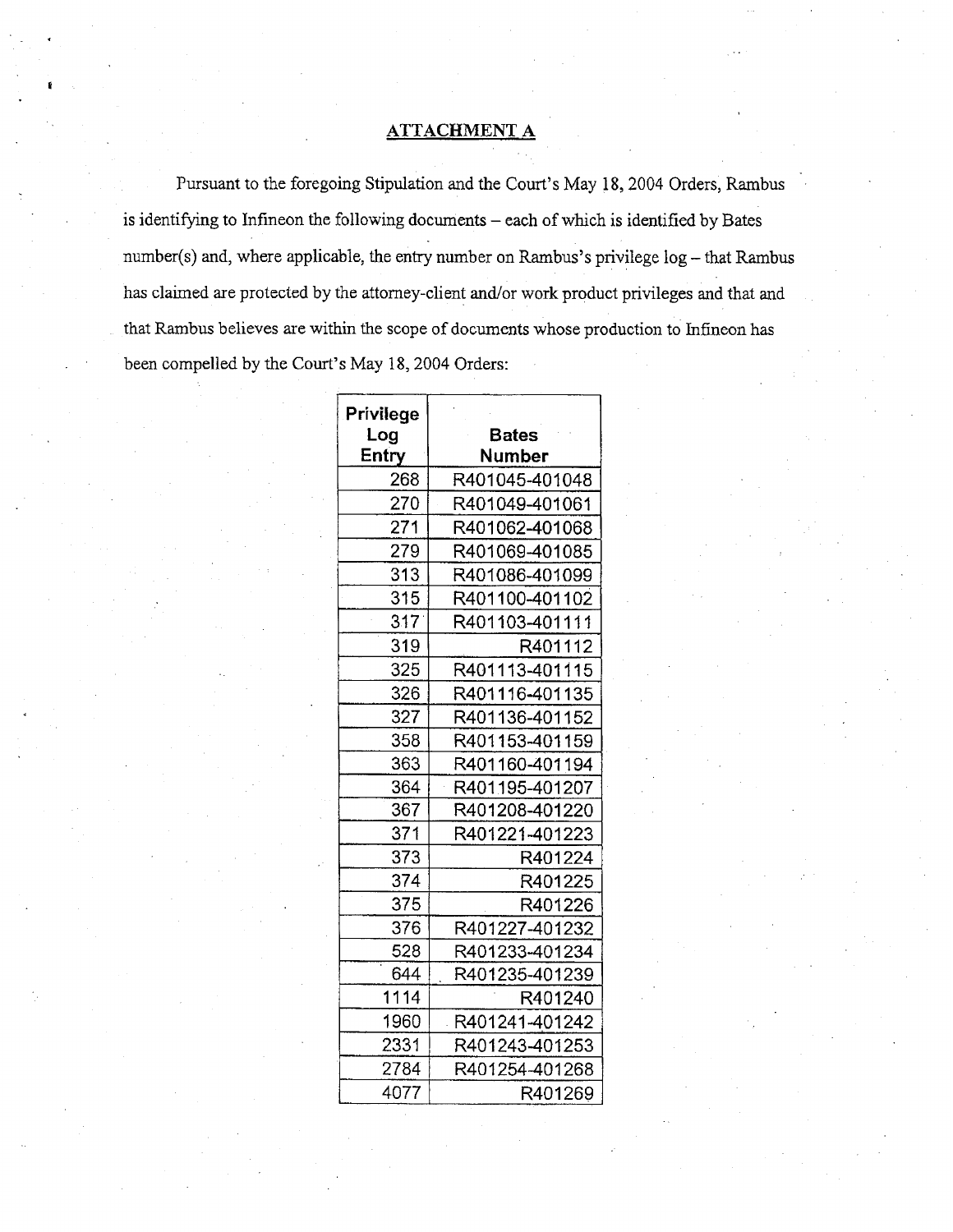## ATTACHMENT A

Pursuant to the foregoing Stipulation and the Court's May 18, 2004 Orders, Rambus is identifying to Infineon the following documents – each of which is identified by Bates number(s) and, where applicable, the entry number on Rambus's privilege log – that Rambus has claimed are protected by the attorney-client and/or work product privileges and that and that Rambus believes are within the scope of documents whose production to Infineon has been compelled by the Court's May 18, 2004 Orders:

| Privilege Log Entry | Bates Number |
|---|---|
| 268 | R401045-401048 |
| 270 | R401049-401061 |
| 271 | R401062-401068 |
| 279 | R401069-401085 |
| 313 | R401086-401099 |
| 315 | R401100-401102 |
| 317 | R401103-401111 |
| 319 | R401112 |
| 325 | R401113-401115 |
| 326 | R401116-401135 |
| 327 | R401136-401152 |
| 358 | R401153-401159 |
| 363 | R401160-401194 |
| 364 | R401195-401207 |
| 367 | R401208-401220 |
| 371 | R401221-401223 |
| 373 | R401224 |
| 374 | R401225 |
| 375 | R401226 |
| 376 | R401227-401232 |
| 528 | R401233-401234 |
| 644 | R401235-401239 |
| 1114 | R401240 |
| 1960 | R401241-401242 |
| 2331 | R401243-401253 |
| 2784 | R401254-401268 |
| 4077 | R401269 |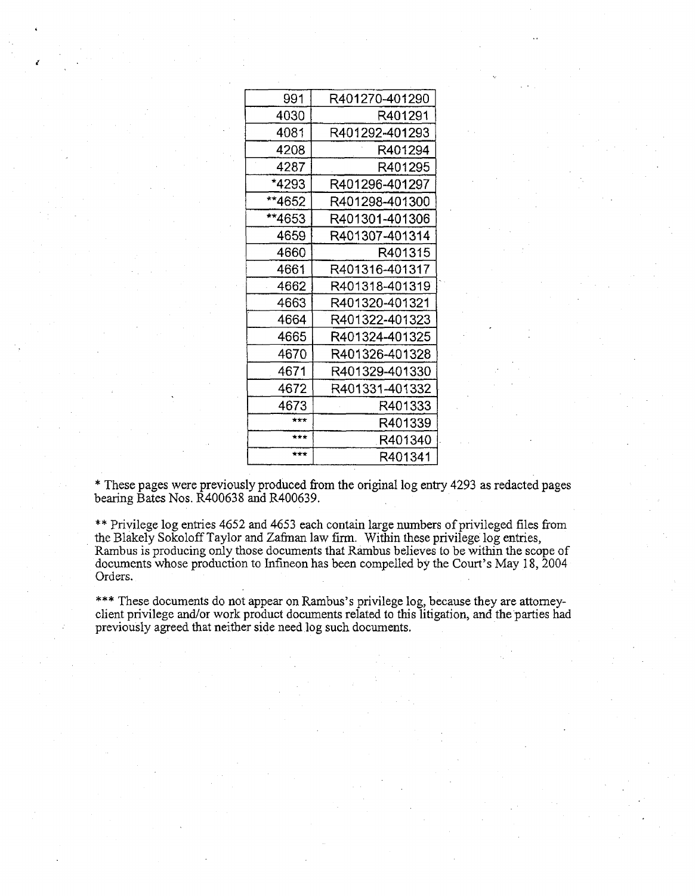| | |
|---|---|
| 991 | R401270-401290 |
| 4030 | R401291 |
| 4081 | R401292-401293 |
| 4208 | R401294 |
| 4287 | R401295 |
| *4293 | R401296-401297 |
| **4652 | R401298-401300 |
| **4653 | R401301-401306 |
| 4659 | R401307-401314 |
| 4660 | R401315 |
| 4661 | R401316-401317 |
| 4662 | R401318-401319 |
| 4663 | R401320-401321 |
| 4664 | R401322-401323 |
| 4665 | R401324-401325 |
| 4670 | R401326-401328 |
| 4671 | R401329-401330 |
| 4672 | R401331-401332 |
| 4673 | R401333 |
| *** | R401339 |
| *** | R401340 |
| *** | R401341 |

* These pages were previously produced from the original log entry 4293 as redacted pages bearing Bates Nos. R400638 and R400639.

** Privilege log entries 4652 and 4653 each contain large numbers of privileged files from the Blakely Sokoloff Taylor and Zafman law firm. Within these privilege log entries, Rambus is producing only those documents that Rambus believes to be within the scope of documents whose production to Infineon has been compelled by the Court's May 18, 2004 Orders.

*** These documents do not appear on Rambus's privilege log, because they are attorney-client privilege and/or work product documents related to this litigation, and the parties had previously agreed that neither side need log such documents.